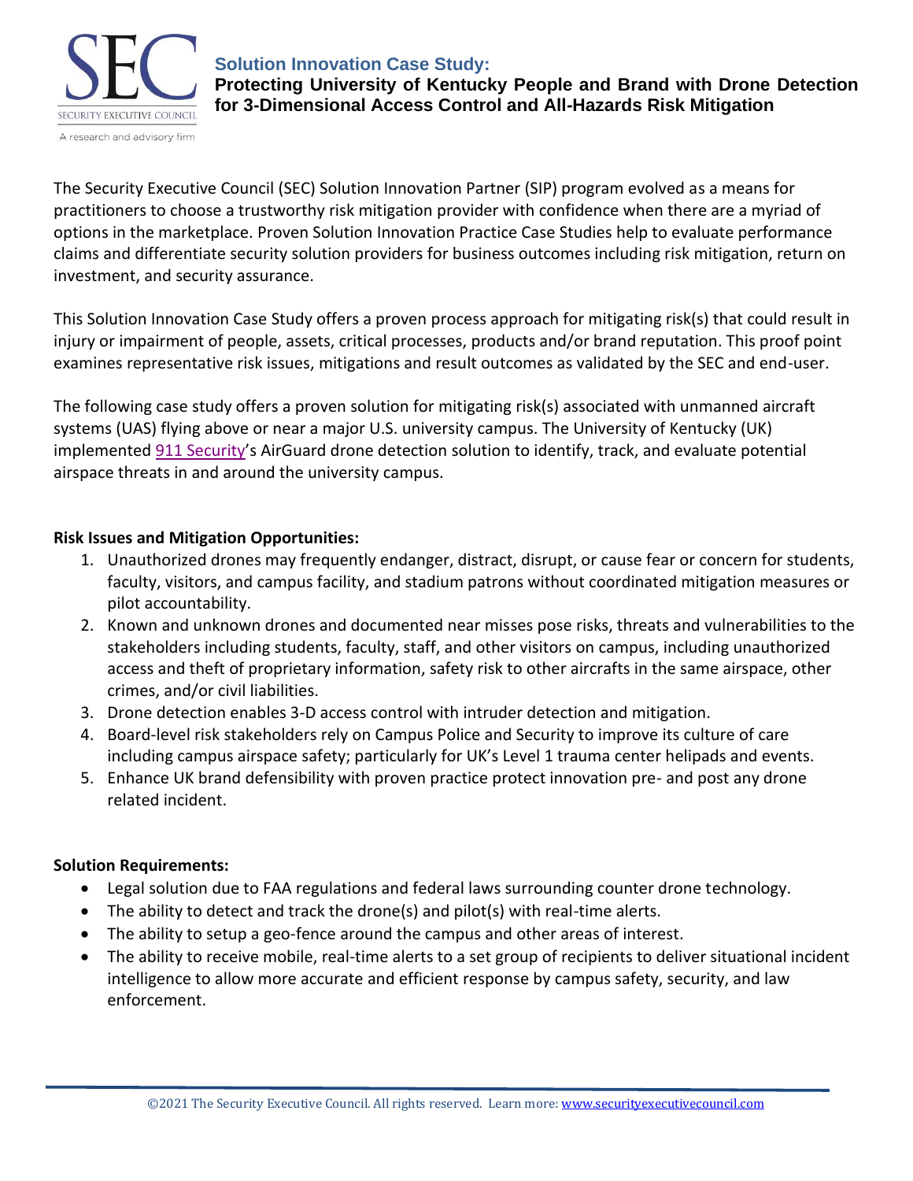SEC

SECURITY EXECUTIVE COUNCIL

A research and advisory firm

## Solution Innovation Case Study:

# Protecting University of Kentucky People and Brand with Drone Detection for 3-Dimensional Access Control and All-Hazards Risk Mitigation

The Security Executive Council (SEC) Solution Innovation Partner (SIP) program evolved as a means for practitioners to choose a trustworthy risk mitigation provider with confidence when there are a myriad of options in the marketplace. Proven Solution Innovation Practice Case Studies help to evaluate performance claims and differentiate security solution providers for business outcomes including risk mitigation, return on investment, and security assurance.

This Solution Innovation Case Study offers a proven process approach for mitigating risk(s) that could result in injury or impairment of people, assets, critical processes, products and/or brand reputation. This proof point examines representative risk issues, mitigations and result outcomes as validated by the SEC and end-user.

The following case study offers a proven solution for mitigating risk(s) associated with unmanned aircraft systems (UAS) flying above or near a major U.S. university campus. The University of Kentucky (UK) implemented 911 Security's AirGuard drone detection solution to identify, track, and evaluate potential airspace threats in and around the university campus.

**Risk Issues and Mitigation Opportunities:**

1. Unauthorized drones may frequently endanger, distract, disrupt, or cause fear or concern for students, faculty, visitors, and campus facility, and stadium patrons without coordinated mitigation measures or pilot accountability.
2. Known and unknown drones and documented near misses pose risks, threats and vulnerabilities to the stakeholders including students, faculty, staff, and other visitors on campus, including unauthorized access and theft of proprietary information, safety risk to other aircrafts in the same airspace, other crimes, and/or civil liabilities.
3. Drone detection enables 3-D access control with intruder detection and mitigation.
4. Board-level risk stakeholders rely on Campus Police and Security to improve its culture of care including campus airspace safety; particularly for UK's Level 1 trauma center helipads and events.
5. Enhance UK brand defensibility with proven practice protect innovation pre- and post any drone related incident.

**Solution Requirements:**

- Legal solution due to FAA regulations and federal laws surrounding counter drone technology.
- The ability to detect and track the drone(s) and pilot(s) with real-time alerts.
- The ability to setup a geo-fence around the campus and other areas of interest.
- The ability to receive mobile, real-time alerts to a set group of recipients to deliver situational incident intelligence to allow more accurate and efficient response by campus safety, security, and law enforcement.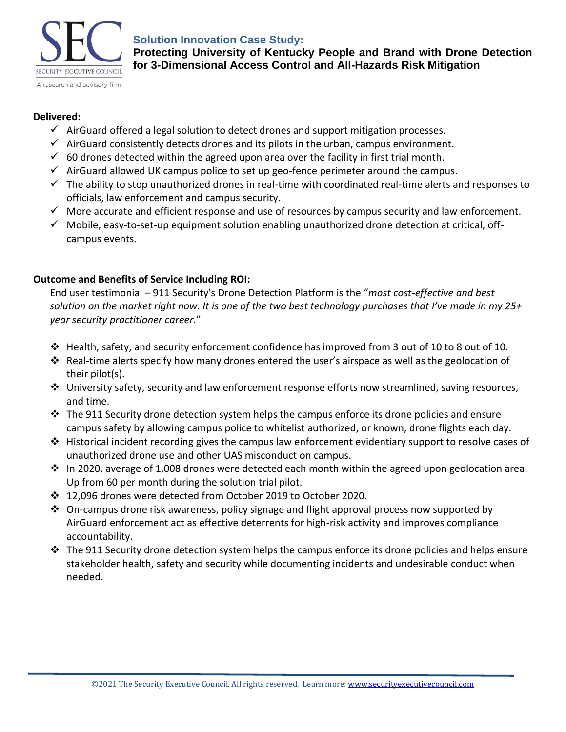**Delivered:**

- ✓ AirGuard offered a legal solution to detect drones and support mitigation processes.
- ✓ AirGuard consistently detects drones and its pilots in the urban, campus environment.
- ✓ 60 drones detected within the agreed upon area over the facility in first trial month.
- ✓ AirGuard allowed UK campus police to set up geo-fence perimeter around the campus.
- ✓ The ability to stop unauthorized drones in real-time with coordinated real-time alerts and responses to officials, law enforcement and campus security.
- ✓ More accurate and efficient response and use of resources by campus security and law enforcement.
- ✓ Mobile, easy-to-set-up equipment solution enabling unauthorized drone detection at critical, off-campus events.

**Outcome and Benefits of Service Including ROI:**

End user testimonial – 911 Security's Drone Detection Platform is the "*most cost-effective and best solution on the market right now. It is one of the two best technology purchases that I've made in my 25+ year security practitioner career.*"

- ❖ Health, safety, and security enforcement confidence has improved from 3 out of 10 to 8 out of 10.
- ❖ Real-time alerts specify how many drones entered the user's airspace as well as the geolocation of their pilot(s).
- ❖ University safety, security and law enforcement response efforts now streamlined, saving resources, and time.
- ❖ The 911 Security drone detection system helps the campus enforce its drone policies and ensure campus safety by allowing campus police to whitelist authorized, or known, drone flights each day.
- ❖ Historical incident recording gives the campus law enforcement evidentiary support to resolve cases of unauthorized drone use and other UAS misconduct on campus.
- ❖ In 2020, average of 1,008 drones were detected each month within the agreed upon geolocation area. Up from 60 per month during the solution trial pilot.
- ❖ 12,096 drones were detected from October 2019 to October 2020.
- ❖ On-campus drone risk awareness, policy signage and flight approval process now supported by AirGuard enforcement act as effective deterrents for high-risk activity and improves compliance accountability.
- ❖ The 911 Security drone detection system helps the campus enforce its drone policies and helps ensure stakeholder health, safety and security while documenting incidents and undesirable conduct when needed.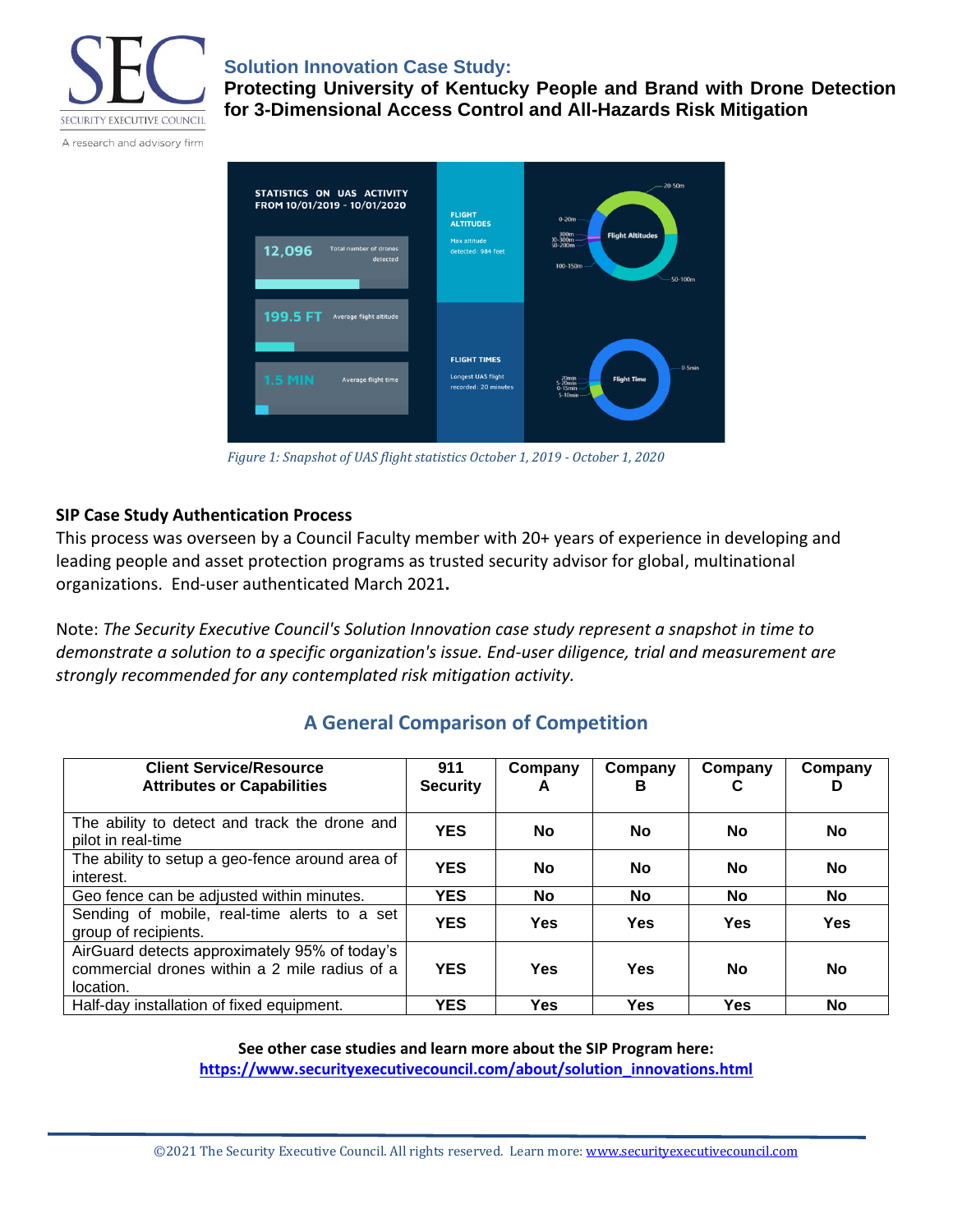## Solution Innovation Case Study:

**Protecting University of Kentucky People and Brand with Drone Detection for 3-Dimensional Access Control and All-Hazards Risk Mitigation**

STATISTICS ON UAS ACTIVITY FROM 10/01/2019 - 10/01/2020

12,096 Total number of drones detected

199.5 FT Average flight altitude

1.5 MIN Average flight time

FLIGHT ALTITUDES

Max altitude detected: 984 feet

Flight Altitudes

20-50m

0-20m

300m

30-300m

50-200m

100-150m

50-100m

FLIGHT TIMES

Longest UAS flight recorded: 20 minutes

Flight Time

0-5min

20min

5-20min

0-15min

5-10min

*Figure 1: Snapshot of UAS flight statistics October 1, 2019 - October 1, 2020*

### SIP Case Study Authentication Process

This process was overseen by a Council Faculty member with 20+ years of experience in developing and leading people and asset protection programs as trusted security advisor for global, multinational organizations. End-user authenticated March 2021.

Note: *The Security Executive Council's Solution Innovation case study represent a snapshot in time to demonstrate a solution to a specific organization's issue. End-user diligence, trial and measurement are strongly recommended for any contemplated risk mitigation activity.*

## A General Comparison of Competition

| Client Service/Resource Attributes or Capabilities | 911 Security | Company A | Company B | Company C | Company D |
|---|---|---|---|---|---|
| The ability to detect and track the drone and pilot in real-time | YES | No | No | No | No |
| The ability to setup a geo-fence around area of interest. | YES | No | No | No | No |
| Geo fence can be adjusted within minutes. | YES | No | No | No | No |
| Sending of mobile, real-time alerts to a set group of recipients. | YES | Yes | Yes | Yes | Yes |
| AirGuard detects approximately 95% of today's commercial drones within a 2 mile radius of a location. | YES | Yes | Yes | No | No |
| Half-day installation of fixed equipment. | YES | Yes | Yes | Yes | No |

**See other case studies and learn more about the SIP Program here:**
**https://www.securityexecutivecouncil.com/about/solution_innovations.html**

©2021 The Security Executive Council. All rights reserved. Learn more: www.securityexecutivecouncil.com